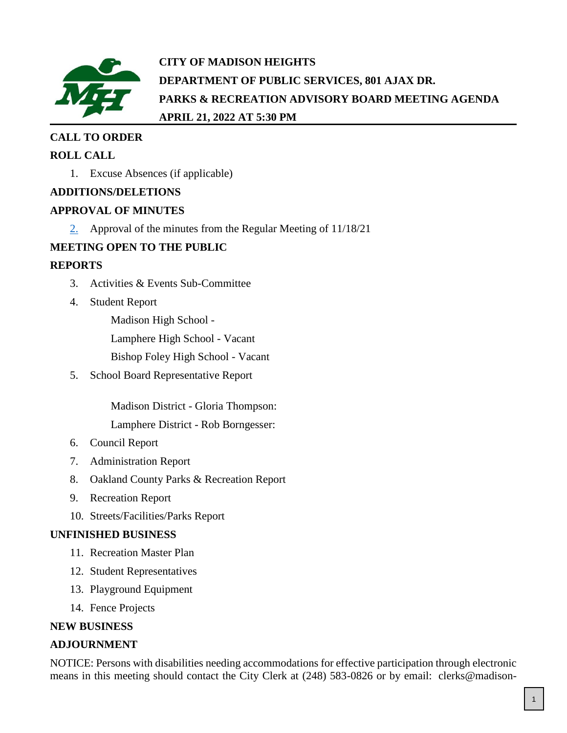**CITY OF MADISON HEIGHTS**

**DEPARTMENT OF PUBLIC SERVICES, 801 AJAX DR.**

**PARKS & RECREATION ADVISORY BOARD MEETING AGENDA**

**APRIL 21, 2022 AT 5:30 PM**

## CALL TO ORDER

## ROLL CALL

1. Excuse Absences (if applicable)

## ADDITIONS/DELETIONS

## APPROVAL OF MINUTES

2. Approval of the minutes from the Regular Meeting of 11/18/21

## MEETING OPEN TO THE PUBLIC

## REPORTS

3. Activities & Events Sub-Committee
4. Student Report

   Madison High School -

   Lamphere High School - Vacant

   Bishop Foley High School - Vacant

5. School Board Representative Report

   Madison District - Gloria Thompson:

   Lamphere District - Rob Borngesser:

6. Council Report
7. Administration Report
8. Oakland County Parks & Recreation Report
9. Recreation Report
10. Streets/Facilities/Parks Report

## UNFINISHED BUSINESS

11. Recreation Master Plan
12. Student Representatives
13. Playground Equipment
14. Fence Projects

## NEW BUSINESS

## ADJOURNMENT

NOTICE: Persons with disabilities needing accommodations for effective participation through electronic means in this meeting should contact the City Clerk at (248) 583-0826 or by email: clerks@madison-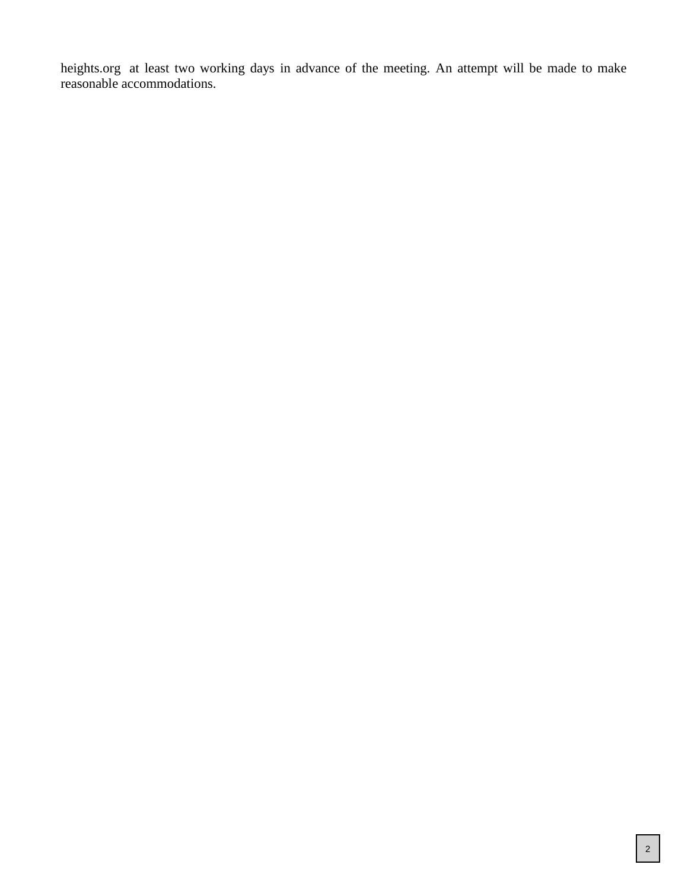heights.org at least two working days in advance of the meeting. An attempt will be made to make reasonable accommodations.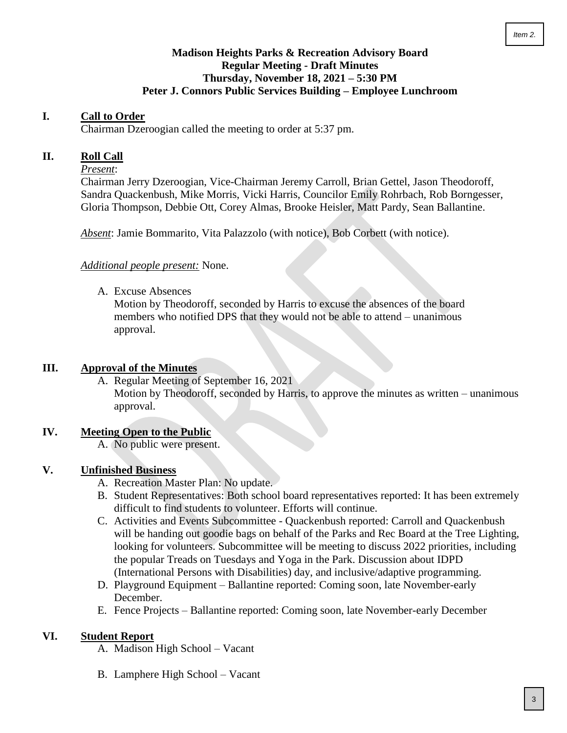**Madison Heights Parks & Recreation Advisory Board**
**Regular Meeting - Draft Minutes**
**Thursday, November 18, 2021 – 5:30 PM**
**Peter J. Connors Public Services Building – Employee Lunchroom**

## I. Call to Order

Chairman Dzeroogian called the meeting to order at 5:37 pm.

## II. Roll Call

*Present*:

Chairman Jerry Dzeroogian, Vice-Chairman Jeremy Carroll, Brian Gettel, Jason Theodoroff, Sandra Quackenbush, Mike Morris, Vicki Harris, Councilor Emily Rohrbach, Rob Borngesser, Gloria Thompson, Debbie Ott, Corey Almas, Brooke Heisler, Matt Pardy, Sean Ballantine.

*Absent*: Jamie Bommarito, Vita Palazzolo (with notice), Bob Corbett (with notice).

*Additional people present:* None.

A. Excuse Absences
   Motion by Theodoroff, seconded by Harris to excuse the absences of the board members who notified DPS that they would not be able to attend – unanimous approval.

## III. Approval of the Minutes

A. Regular Meeting of September 16, 2021
   Motion by Theodoroff, seconded by Harris, to approve the minutes as written – unanimous approval.

## IV. Meeting Open to the Public

A. No public were present.

## V. Unfinished Business

A. Recreation Master Plan: No update.
B. Student Representatives: Both school board representatives reported: It has been extremely difficult to find students to volunteer. Efforts will continue.
C. Activities and Events Subcommittee - Quackenbush reported: Carroll and Quackenbush will be handing out goodie bags on behalf of the Parks and Rec Board at the Tree Lighting, looking for volunteers. Subcommittee will be meeting to discuss 2022 priorities, including the popular Treads on Tuesdays and Yoga in the Park. Discussion about IDPD (International Persons with Disabilities) day, and inclusive/adaptive programming.
D. Playground Equipment – Ballantine reported: Coming soon, late November-early December.
E. Fence Projects – Ballantine reported: Coming soon, late November-early December

## VI. Student Report

A. Madison High School – Vacant

B. Lamphere High School – Vacant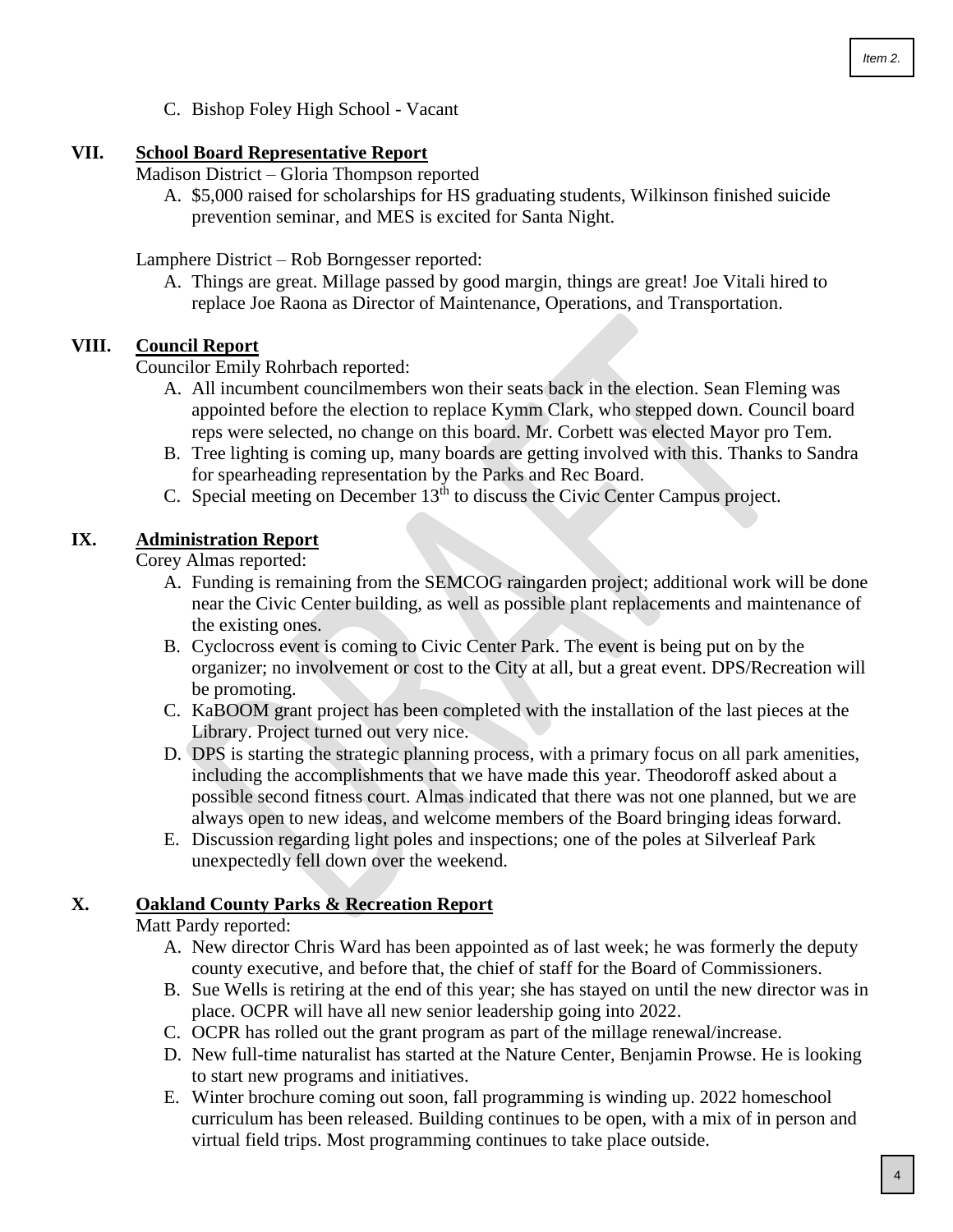C. Bishop Foley High School - Vacant

## VII. School Board Representative Report

Madison District – Gloria Thompson reported

A. $5,000 raised for scholarships for HS graduating students, Wilkinson finished suicide prevention seminar, and MES is excited for Santa Night.

Lamphere District – Rob Borngesser reported:

A. Things are great. Millage passed by good margin, things are great! Joe Vitali hired to replace Joe Raona as Director of Maintenance, Operations, and Transportation.

## VIII. Council Report

Councilor Emily Rohrbach reported:

A. All incumbent councilmembers won their seats back in the election. Sean Fleming was appointed before the election to replace Kymm Clark, who stepped down. Council board reps were selected, no change on this board. Mr. Corbett was elected Mayor pro Tem.
B. Tree lighting is coming up, many boards are getting involved with this. Thanks to Sandra for spearheading representation by the Parks and Rec Board.
C. Special meeting on December 13th to discuss the Civic Center Campus project.

## IX. Administration Report

Corey Almas reported:

A. Funding is remaining from the SEMCOG raingarden project; additional work will be done near the Civic Center building, as well as possible plant replacements and maintenance of the existing ones.
B. Cyclocross event is coming to Civic Center Park. The event is being put on by the organizer; no involvement or cost to the City at all, but a great event. DPS/Recreation will be promoting.
C. KaBOOM grant project has been completed with the installation of the last pieces at the Library. Project turned out very nice.
D. DPS is starting the strategic planning process, with a primary focus on all park amenities, including the accomplishments that we have made this year. Theodoroff asked about a possible second fitness court. Almas indicated that there was not one planned, but we are always open to new ideas, and welcome members of the Board bringing ideas forward.
E. Discussion regarding light poles and inspections; one of the poles at Silverleaf Park unexpectedly fell down over the weekend.

## X. Oakland County Parks & Recreation Report

Matt Pardy reported:

A. New director Chris Ward has been appointed as of last week; he was formerly the deputy county executive, and before that, the chief of staff for the Board of Commissioners.
B. Sue Wells is retiring at the end of this year; she has stayed on until the new director was in place. OCPR will have all new senior leadership going into 2022.
C. OCPR has rolled out the grant program as part of the millage renewal/increase.
D. New full-time naturalist has started at the Nature Center, Benjamin Prowse. He is looking to start new programs and initiatives.
E. Winter brochure coming out soon, fall programming is winding up. 2022 homeschool curriculum has been released. Building continues to be open, with a mix of in person and virtual field trips. Most programming continues to take place outside.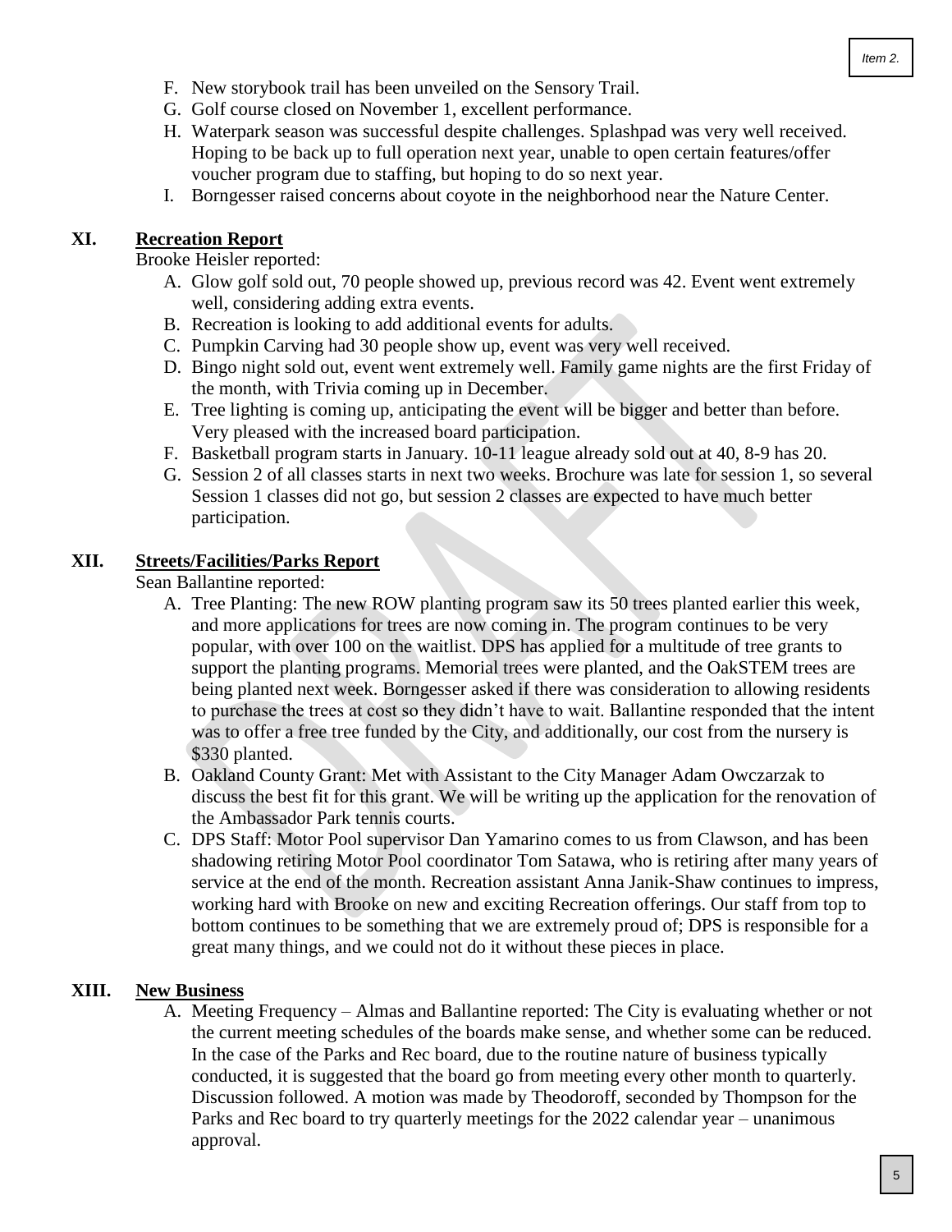F. New storybook trail has been unveiled on the Sensory Trail.
G. Golf course closed on November 1, excellent performance.
H. Waterpark season was successful despite challenges. Splashpad was very well received. Hoping to be back up to full operation next year, unable to open certain features/offer voucher program due to staffing, but hoping to do so next year.
I. Borngesser raised concerns about coyote in the neighborhood near the Nature Center.

## XI. Recreation Report

Brooke Heisler reported:

A. Glow golf sold out, 70 people showed up, previous record was 42. Event went extremely well, considering adding extra events.
B. Recreation is looking to add additional events for adults.
C. Pumpkin Carving had 30 people show up, event was very well received.
D. Bingo night sold out, event went extremely well. Family game nights are the first Friday of the month, with Trivia coming up in December.
E. Tree lighting is coming up, anticipating the event will be bigger and better than before. Very pleased with the increased board participation.
F. Basketball program starts in January. 10-11 league already sold out at 40, 8-9 has 20.
G. Session 2 of all classes starts in next two weeks. Brochure was late for session 1, so several Session 1 classes did not go, but session 2 classes are expected to have much better participation.

## XII. Streets/Facilities/Parks Report

Sean Ballantine reported:

A. Tree Planting: The new ROW planting program saw its 50 trees planted earlier this week, and more applications for trees are now coming in. The program continues to be very popular, with over 100 on the waitlist. DPS has applied for a multitude of tree grants to support the planting programs. Memorial trees were planted, and the OakSTEM trees are being planted next week. Borngesser asked if there was consideration to allowing residents to purchase the trees at cost so they didn't have to wait. Ballantine responded that the intent was to offer a free tree funded by the City, and additionally, our cost from the nursery is $330 planted.
B. Oakland County Grant: Met with Assistant to the City Manager Adam Owczarzak to discuss the best fit for this grant. We will be writing up the application for the renovation of the Ambassador Park tennis courts.
C. DPS Staff: Motor Pool supervisor Dan Yamarino comes to us from Clawson, and has been shadowing retiring Motor Pool coordinator Tom Satawa, who is retiring after many years of service at the end of the month. Recreation assistant Anna Janik-Shaw continues to impress, working hard with Brooke on new and exciting Recreation offerings. Our staff from top to bottom continues to be something that we are extremely proud of; DPS is responsible for a great many things, and we could not do it without these pieces in place.

## XIII. New Business

A. Meeting Frequency – Almas and Ballantine reported: The City is evaluating whether or not the current meeting schedules of the boards make sense, and whether some can be reduced. In the case of the Parks and Rec board, due to the routine nature of business typically conducted, it is suggested that the board go from meeting every other month to quarterly. Discussion followed. A motion was made by Theodoroff, seconded by Thompson for the Parks and Rec board to try quarterly meetings for the 2022 calendar year – unanimous approval.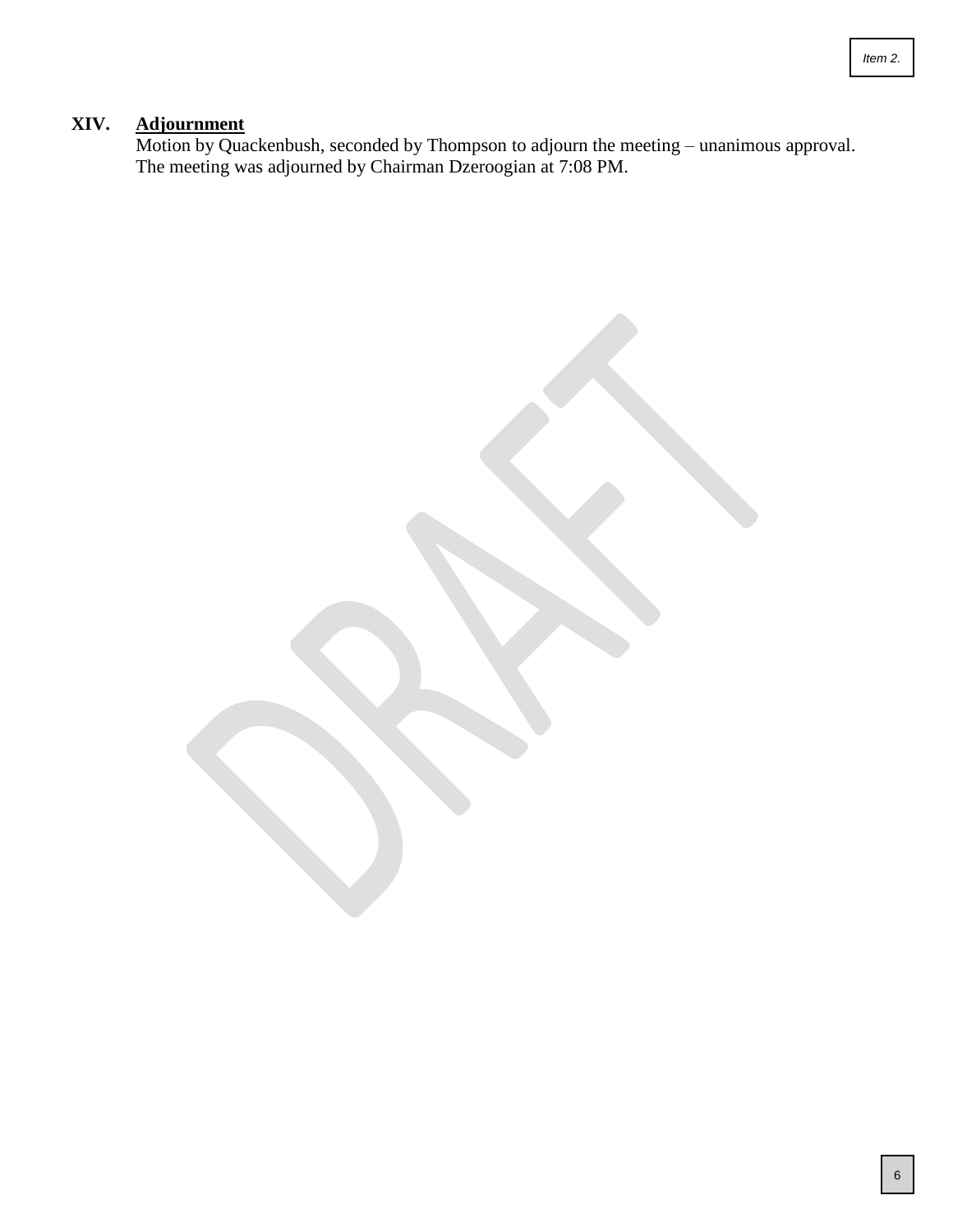## XIV. Adjournment

Motion by Quackenbush, seconded by Thompson to adjourn the meeting – unanimous approval. The meeting was adjourned by Chairman Dzeroogian at 7:08 PM.